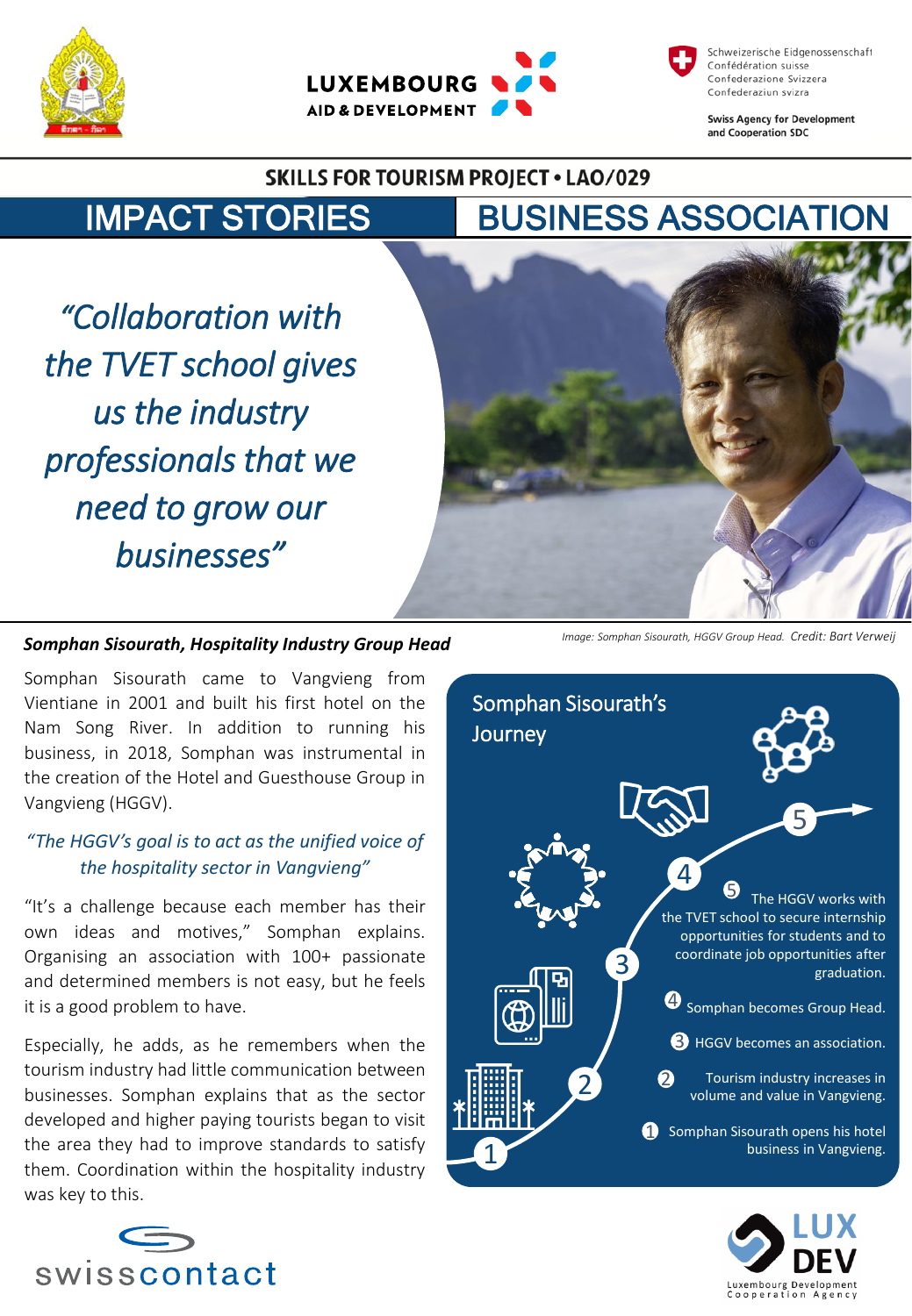Schweizerische Eidgenossenschaft
Confédération suisse
Confederazione Svizzera
Confederaziun svizra

Swiss Agency for Development and Cooperation SDC

LUXEMBOURG AID & DEVELOPMENT

## SKILLS FOR TOURISM PROJECT • LAO/029

# IMPACT STORIES | BUSINESS ASSOCIATION

*"Collaboration with the TVET school gives us the industry professionals that we need to grow our businesses"*

***Somphan Sisourath, Hospitality Industry Group Head***

*Image: Somphan Sisourath, HGGV Group Head. Credit: Bart Verweij*

Somphan Sisourath came to Vangvieng from Vientiane in 2001 and built his first hotel on the Nam Song River. In addition to running his business, in 2018, Somphan was instrumental in the creation of the Hotel and Guesthouse Group in Vangvieng (HGGV).

*"The HGGV's goal is to act as the unified voice of the hospitality sector in Vangvieng"*

"It's a challenge because each member has their own ideas and motives," Somphan explains. Organising an association with 100+ passionate and determined members is not easy, but he feels it is a good problem to have.

Especially, he adds, as he remembers when the tourism industry had little communication between businesses. Somphan explains that as the sector developed and higher paying tourists began to visit the area they had to improve standards to satisfy them. Coordination within the hospitality industry was key to this.

### Somphan Sisourath's Journey

1. Somphan Sisourath opens his hotel business in Vangvieng.
2. Tourism industry increases in volume and value in Vangvieng.
3. HGGV becomes an association.
4. Somphan becomes Group Head.
5. The HGGV works with the TVET school to secure internship opportunities for students and to coordinate job opportunities after graduation.

swisscontact

LUX DEV Luxembourg Development Cooperation Agency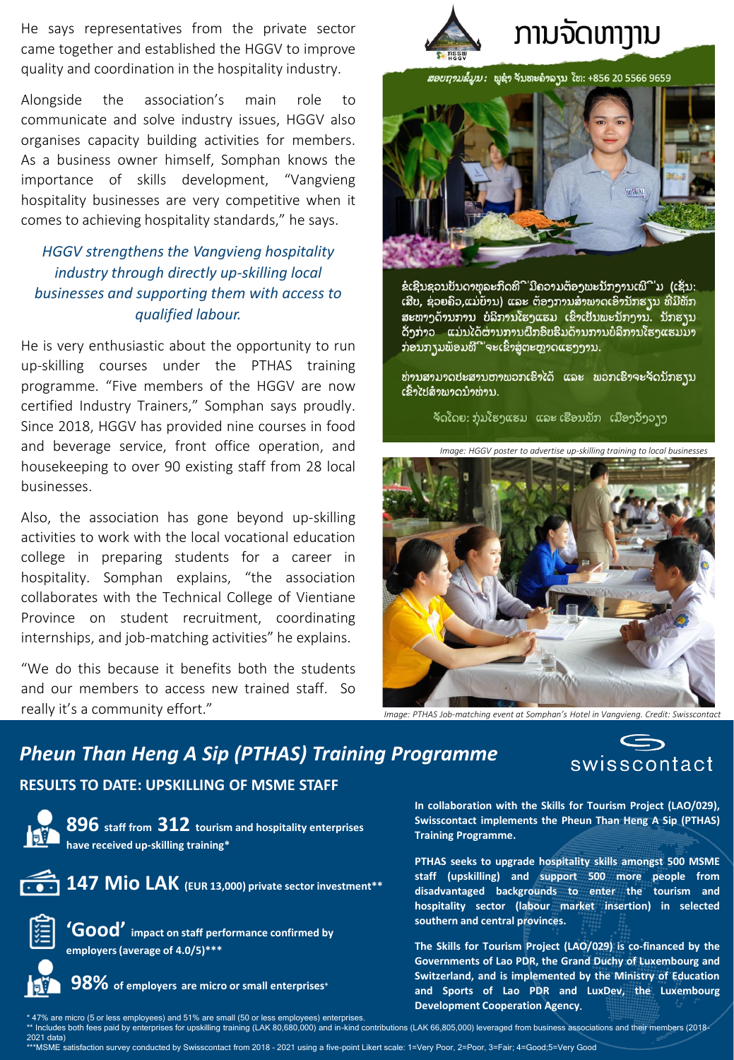He says representatives from the private sector came together and established the HGGV to improve quality and coordination in the hospitality industry.

Alongside the association's main role to communicate and solve industry issues, HGGV also organises capacity building activities for members. As a business owner himself, Somphan knows the importance of skills development, "Vangvieng hospitality businesses are very competitive when it comes to achieving hospitality standards," he says.

*HGGV strengthens the Vangvieng hospitality industry through directly up-skilling local businesses and supporting them with access to qualified labour.*

He is very enthusiastic about the opportunity to run up-skilling courses under the PTHAS training programme. "Five members of the HGGV are now certified Industry Trainers," Somphan says proudly. Since 2018, HGGV has provided nine courses in food and beverage service, front office operation, and housekeeping to over 90 existing staff from 28 local businesses.

Also, the association has gone beyond up-skilling activities to work with the local vocational education college in preparing students for a career in hospitality. Somphan explains, "the association collaborates with the Technical College of Vientiane Province on student recruitment, coordinating internships, and job-matching activities" he explains.

"We do this because it benefits both the students and our members to access new trained staff. So really it's a community effort."

Image: HGGV poster to advertise up-skilling training to local businesses

Image: PTHAS Job-matching event at Somphan's Hotel in Vangvieng. Credit: Swisscontact

## Pheun Than Heng A Sip (PTHAS) Training Programme

swisscontact

### RESULTS TO DATE: UPSKILLING OF MSME STAFF

**896** staff from **312** tourism and hospitality enterprises have received up-skilling training*

**147 Mio LAK** (EUR 13,000) private sector investment**

**'Good'** impact on staff performance confirmed by employers (average of 4.0/5)***

**98%** of employers are micro or small enterprises+

**In collaboration with the Skills for Tourism Project (LAO/029), Swisscontact implements the Pheun Than Heng A Sip (PTHAS) Training Programme.**

**PTHAS seeks to upgrade hospitality skills amongst 500 MSME staff (upskilling) and support 500 more people from disadvantaged backgrounds to enter the tourism and hospitality sector (labour market insertion) in selected southern and central provinces.**

**The Skills for Tourism Project (LAO/029) is co-financed by the Governments of Lao PDR, the Grand Duchy of Luxembourg and Switzerland, and is implemented by the Ministry of Education and Sports of Lao PDR and LuxDev, the Luxembourg Development Cooperation Agency.**

\+ 47% are micro (5 or less employees) and 51% are small (50 or less employees) enterprises.
** Includes both fees paid by enterprises for upskilling training (LAK 80,680,000) and in-kind contributions (LAK 66,805,000) leveraged from business associations and their members (2018-2021 data)
***MSME satisfaction survey conducted by Swisscontact from 2018 - 2021 using a five-point Likert scale: 1=Very Poor, 2=Poor, 3=Fair; 4=Good;5=Very Good